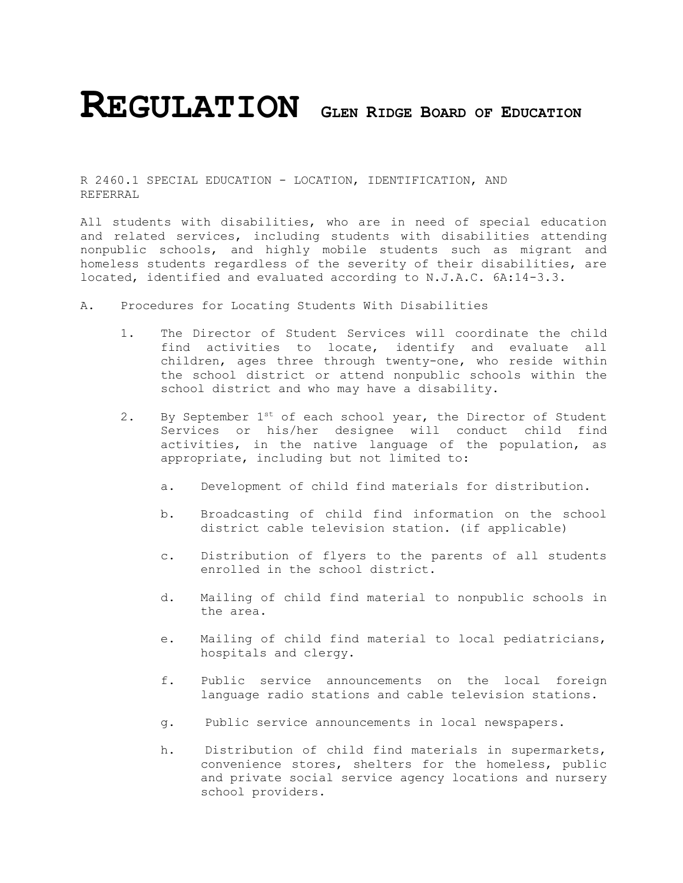# REGULATION GLEN RIDGE BOARD OF EDUCATION

R 2460.1 SPECIAL EDUCATION - LOCATION, IDENTIFICATION, AND REFERRAL

All students with disabilities, who are in need of special education and related services, including students with disabilities attending nonpublic schools, and highly mobile students such as migrant and homeless students regardless of the severity of their disabilities, are located, identified and evaluated according to N.J.A.C. 6A:14-3.3.

A. Procedures for Locating Students With Disabilities

1. The Director of Student Services will coordinate the child find activities to locate, identify and evaluate all children, ages three through twenty-one, who reside within the school district or attend nonpublic schools within the school district and who may have a disability.

2. By September 1st of each school year, the Director of Student Services or his/her designee will conduct child find activities, in the native language of the population, as appropriate, including but not limited to:

   a. Development of child find materials for distribution.

   b. Broadcasting of child find information on the school district cable television station. (if applicable)

   c. Distribution of flyers to the parents of all students enrolled in the school district.

   d. Mailing of child find material to nonpublic schools in the area.

   e. Mailing of child find material to local pediatricians, hospitals and clergy.

   f. Public service announcements on the local foreign language radio stations and cable television stations.

   g. Public service announcements in local newspapers.

   h. Distribution of child find materials in supermarkets, convenience stores, shelters for the homeless, public and private social service agency locations and nursery school providers.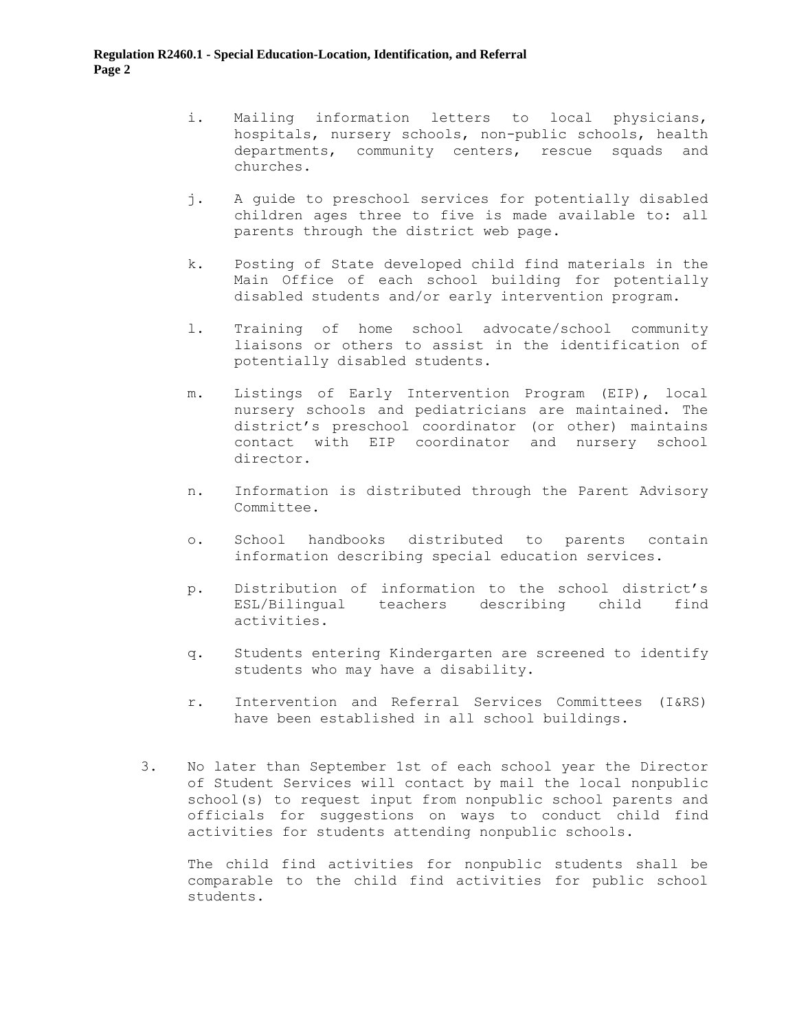i. Mailing information letters to local physicians, hospitals, nursery schools, non-public schools, health departments, community centers, rescue squads and churches.

j. A guide to preschool services for potentially disabled children ages three to five is made available to: all parents through the district web page.

k. Posting of State developed child find materials in the Main Office of each school building for potentially disabled students and/or early intervention program.

l. Training of home school advocate/school community liaisons or others to assist in the identification of potentially disabled students.

m. Listings of Early Intervention Program (EIP), local nursery schools and pediatricians are maintained. The district's preschool coordinator (or other) maintains contact with EIP coordinator and nursery school director.

n. Information is distributed through the Parent Advisory Committee.

o. School handbooks distributed to parents contain information describing special education services.

p. Distribution of information to the school district's ESL/Bilingual teachers describing child find activities.

q. Students entering Kindergarten are screened to identify students who may have a disability.

r. Intervention and Referral Services Committees (I&RS) have been established in all school buildings.

3. No later than September 1st of each school year the Director of Student Services will contact by mail the local nonpublic school(s) to request input from nonpublic school parents and officials for suggestions on ways to conduct child find activities for students attending nonpublic schools.

   The child find activities for nonpublic students shall be comparable to the child find activities for public school students.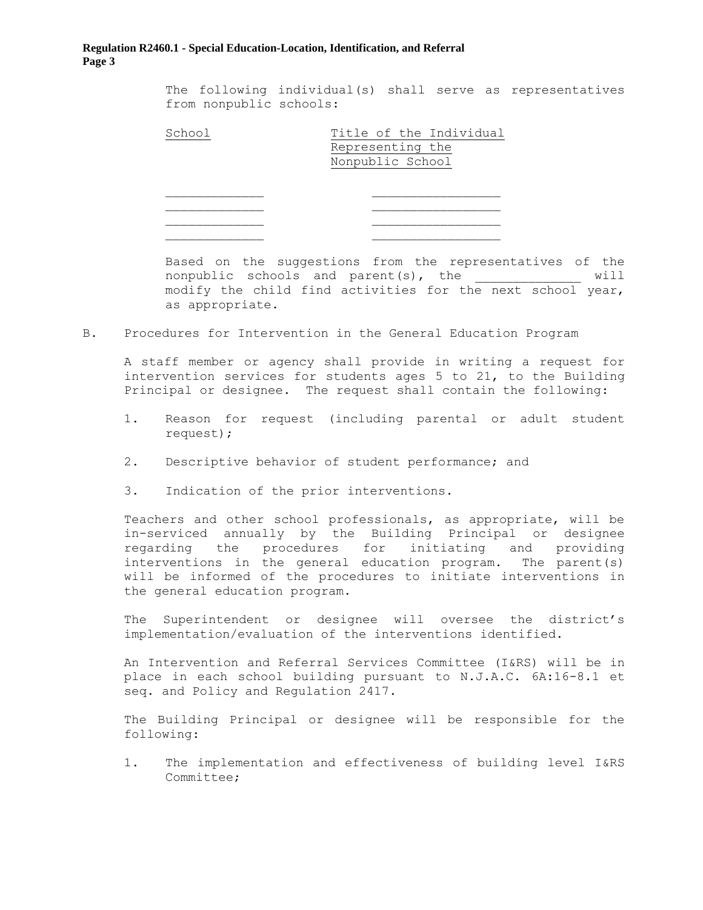The following individual(s) shall serve as representatives from nonpublic schools:

| School | Title of the Individual Representing the Nonpublic School |
| --- | --- |
| ____________ | ________________ |
| ____________ | ________________ |
| ____________ | ________________ |
| ____________ | ________________ |

Based on the suggestions from the representatives of the nonpublic schools and parent(s), the ______________ will modify the child find activities for the next school year, as appropriate.

B. Procedures for Intervention in the General Education Program

A staff member or agency shall provide in writing a request for intervention services for students ages 5 to 21, to the Building Principal or designee. The request shall contain the following:

1. Reason for request (including parental or adult student request);
2. Descriptive behavior of student performance; and
3. Indication of the prior interventions.

Teachers and other school professionals, as appropriate, will be in-serviced annually by the Building Principal or designee regarding the procedures for initiating and providing interventions in the general education program. The parent(s) will be informed of the procedures to initiate interventions in the general education program.

The Superintendent or designee will oversee the district's implementation/evaluation of the interventions identified.

An Intervention and Referral Services Committee (I&RS) will be in place in each school building pursuant to N.J.A.C. 6A:16-8.1 et seq. and Policy and Regulation 2417.

The Building Principal or designee will be responsible for the following:

1. The implementation and effectiveness of building level I&RS Committee;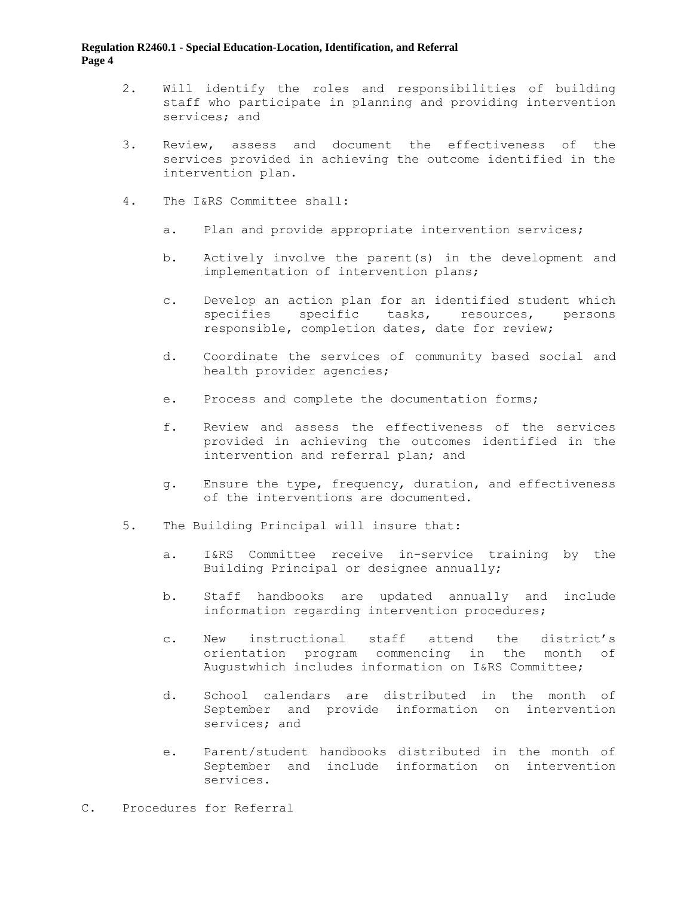2. Will identify the roles and responsibilities of building staff who participate in planning and providing intervention services; and

3. Review, assess and document the effectiveness of the services provided in achieving the outcome identified in the intervention plan.

4. The I&RS Committee shall:

   a. Plan and provide appropriate intervention services;

   b. Actively involve the parent(s) in the development and implementation of intervention plans;

   c. Develop an action plan for an identified student which specifies specific tasks, resources, persons responsible, completion dates, date for review;

   d. Coordinate the services of community based social and health provider agencies;

   e. Process and complete the documentation forms;

   f. Review and assess the effectiveness of the services provided in achieving the outcomes identified in the intervention and referral plan; and

   g. Ensure the type, frequency, duration, and effectiveness of the interventions are documented.

5. The Building Principal will insure that:

   a. I&RS Committee receive in-service training by the Building Principal or designee annually;

   b. Staff handbooks are updated annually and include information regarding intervention procedures;

   c. New instructional staff attend the district's orientation program commencing in the month of Augustwhich includes information on I&RS Committee;

   d. School calendars are distributed in the month of September and provide information on intervention services; and

   e. Parent/student handbooks distributed in the month of September and include information on intervention services.

C. Procedures for Referral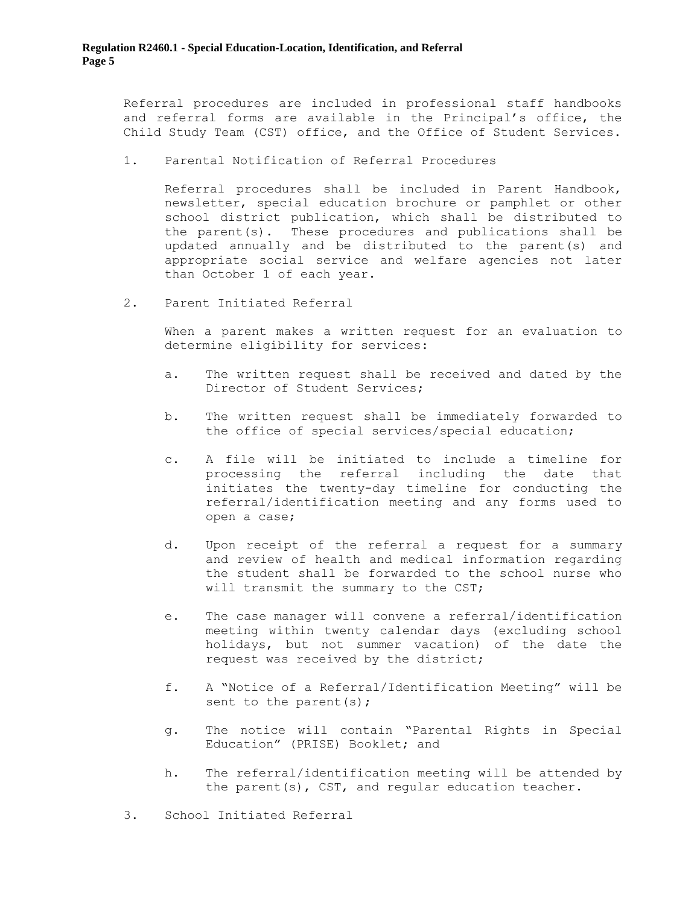Referral procedures are included in professional staff handbooks and referral forms are available in the Principal's office, the Child Study Team (CST) office, and the Office of Student Services.

1. Parental Notification of Referral Procedures

   Referral procedures shall be included in Parent Handbook, newsletter, special education brochure or pamphlet or other school district publication, which shall be distributed to the parent(s). These procedures and publications shall be updated annually and be distributed to the parent(s) and appropriate social service and welfare agencies not later than October 1 of each year.

2. Parent Initiated Referral

   When a parent makes a written request for an evaluation to determine eligibility for services:

   a. The written request shall be received and dated by the Director of Student Services;

   b. The written request shall be immediately forwarded to the office of special services/special education;

   c. A file will be initiated to include a timeline for processing the referral including the date that initiates the twenty-day timeline for conducting the referral/identification meeting and any forms used to open a case;

   d. Upon receipt of the referral a request for a summary and review of health and medical information regarding the student shall be forwarded to the school nurse who will transmit the summary to the CST;

   e. The case manager will convene a referral/identification meeting within twenty calendar days (excluding school holidays, but not summer vacation) of the date the request was received by the district;

   f. A "Notice of a Referral/Identification Meeting" will be sent to the parent(s);

   g. The notice will contain "Parental Rights in Special Education" (PRISE) Booklet; and

   h. The referral/identification meeting will be attended by the parent(s), CST, and regular education teacher.

3. School Initiated Referral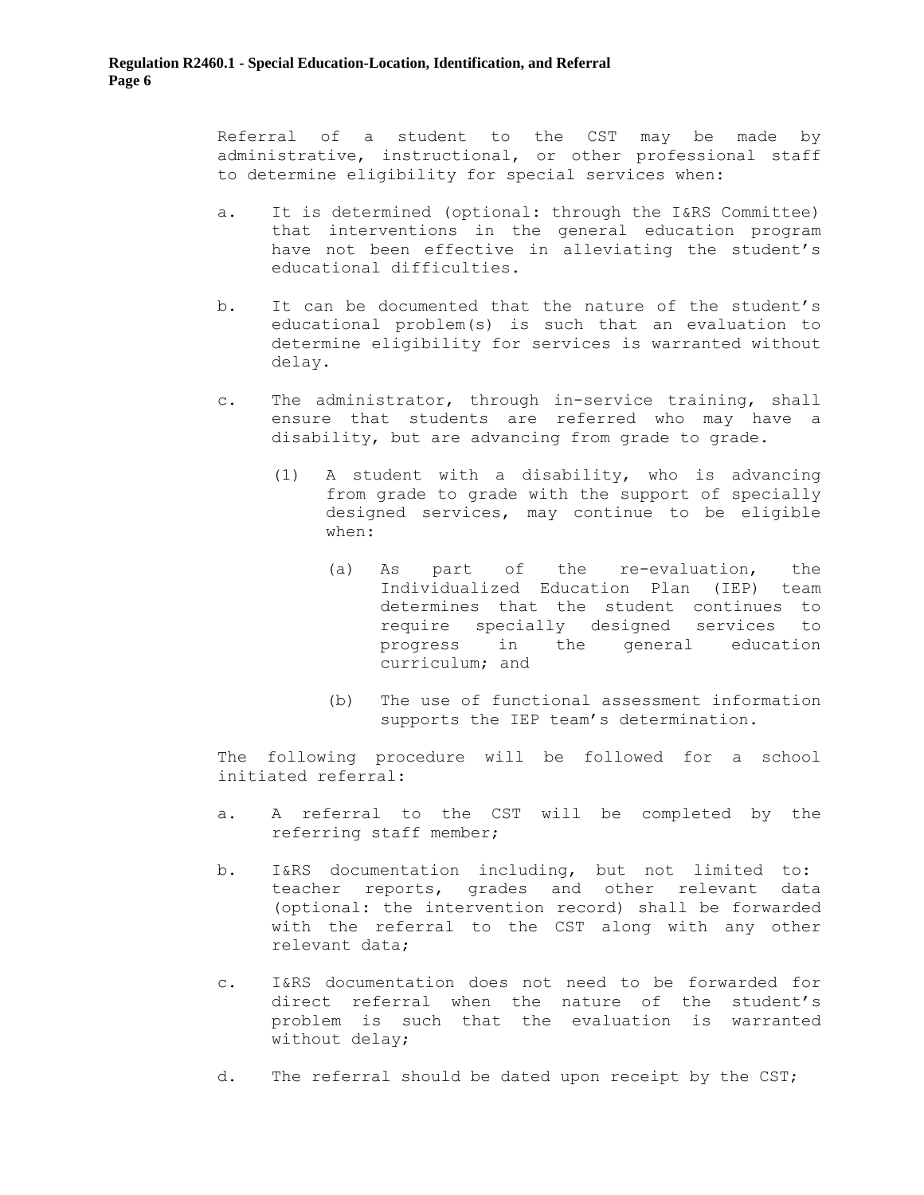Referral of a student to the CST may be made by administrative, instructional, or other professional staff to determine eligibility for special services when:

a. It is determined (optional: through the I&RS Committee) that interventions in the general education program have not been effective in alleviating the student's educational difficulties.

b. It can be documented that the nature of the student's educational problem(s) is such that an evaluation to determine eligibility for services is warranted without delay.

c. The administrator, through in-service training, shall ensure that students are referred who may have a disability, but are advancing from grade to grade.

   (1) A student with a disability, who is advancing from grade to grade with the support of specially designed services, may continue to be eligible when:

      (a) As part of the re-evaluation, the Individualized Education Plan (IEP) team determines that the student continues to require specially designed services to progress in the general education curriculum; and

      (b) The use of functional assessment information supports the IEP team's determination.

The following procedure will be followed for a school initiated referral:

a. A referral to the CST will be completed by the referring staff member;

b. I&RS documentation including, but not limited to: teacher reports, grades and other relevant data (optional: the intervention record) shall be forwarded with the referral to the CST along with any other relevant data;

c. I&RS documentation does not need to be forwarded for direct referral when the nature of the student's problem is such that the evaluation is warranted without delay;

d. The referral should be dated upon receipt by the CST;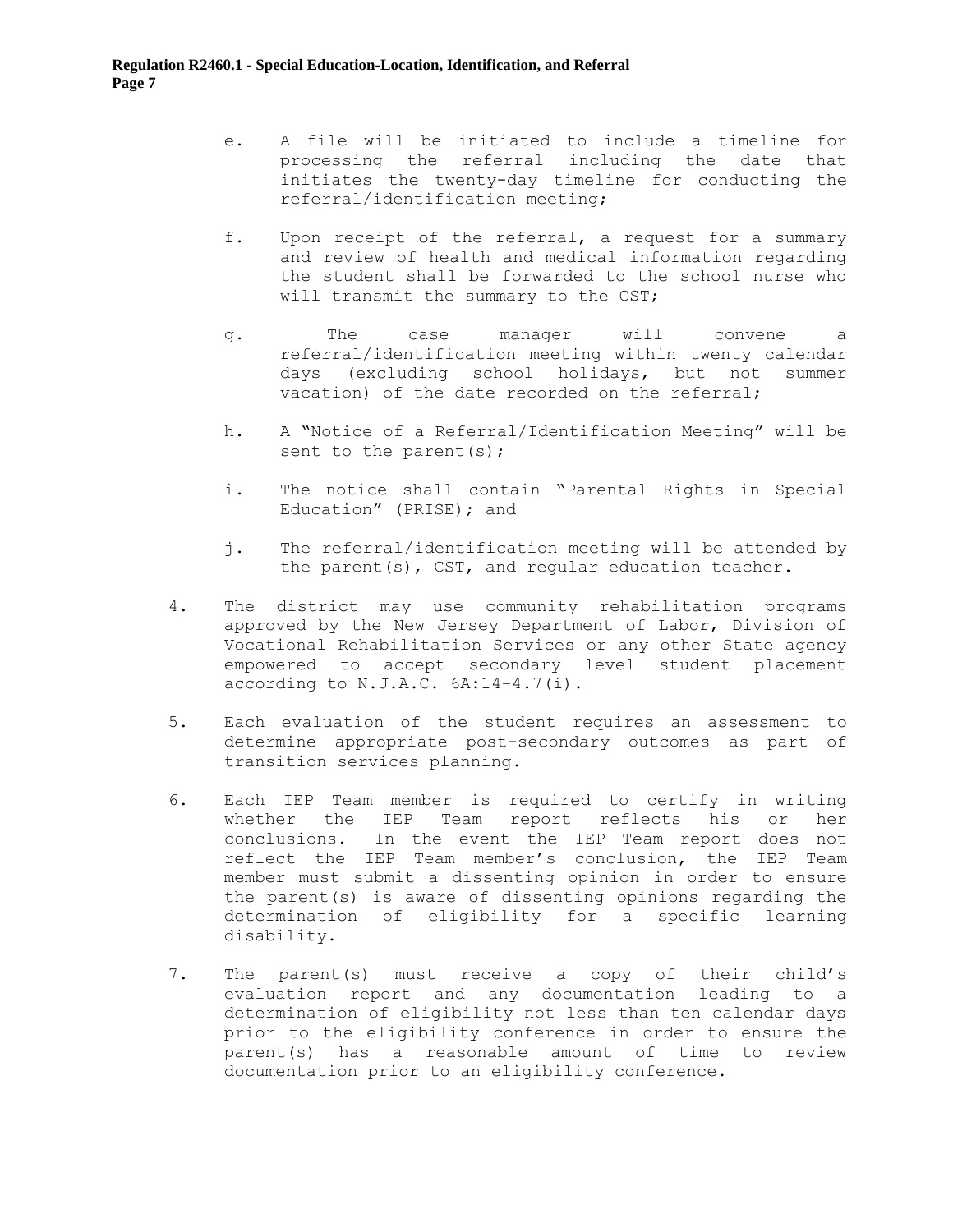e. A file will be initiated to include a timeline for processing the referral including the date that initiates the twenty-day timeline for conducting the referral/identification meeting;

f. Upon receipt of the referral, a request for a summary and review of health and medical information regarding the student shall be forwarded to the school nurse who will transmit the summary to the CST;

g. The case manager will convene a referral/identification meeting within twenty calendar days (excluding school holidays, but not summer vacation) of the date recorded on the referral;

h. A "Notice of a Referral/Identification Meeting" will be sent to the parent(s);

i. The notice shall contain "Parental Rights in Special Education" (PRISE); and

j. The referral/identification meeting will be attended by the parent(s), CST, and regular education teacher.

4. The district may use community rehabilitation programs approved by the New Jersey Department of Labor, Division of Vocational Rehabilitation Services or any other State agency empowered to accept secondary level student placement according to N.J.A.C. 6A:14-4.7(i).

5. Each evaluation of the student requires an assessment to determine appropriate post-secondary outcomes as part of transition services planning.

6. Each IEP Team member is required to certify in writing whether the IEP Team report reflects his or her conclusions. In the event the IEP Team report does not reflect the IEP Team member's conclusion, the IEP Team member must submit a dissenting opinion in order to ensure the parent(s) is aware of dissenting opinions regarding the determination of eligibility for a specific learning disability.

7. The parent(s) must receive a copy of their child's evaluation report and any documentation leading to a determination of eligibility not less than ten calendar days prior to the eligibility conference in order to ensure the parent(s) has a reasonable amount of time to review documentation prior to an eligibility conference.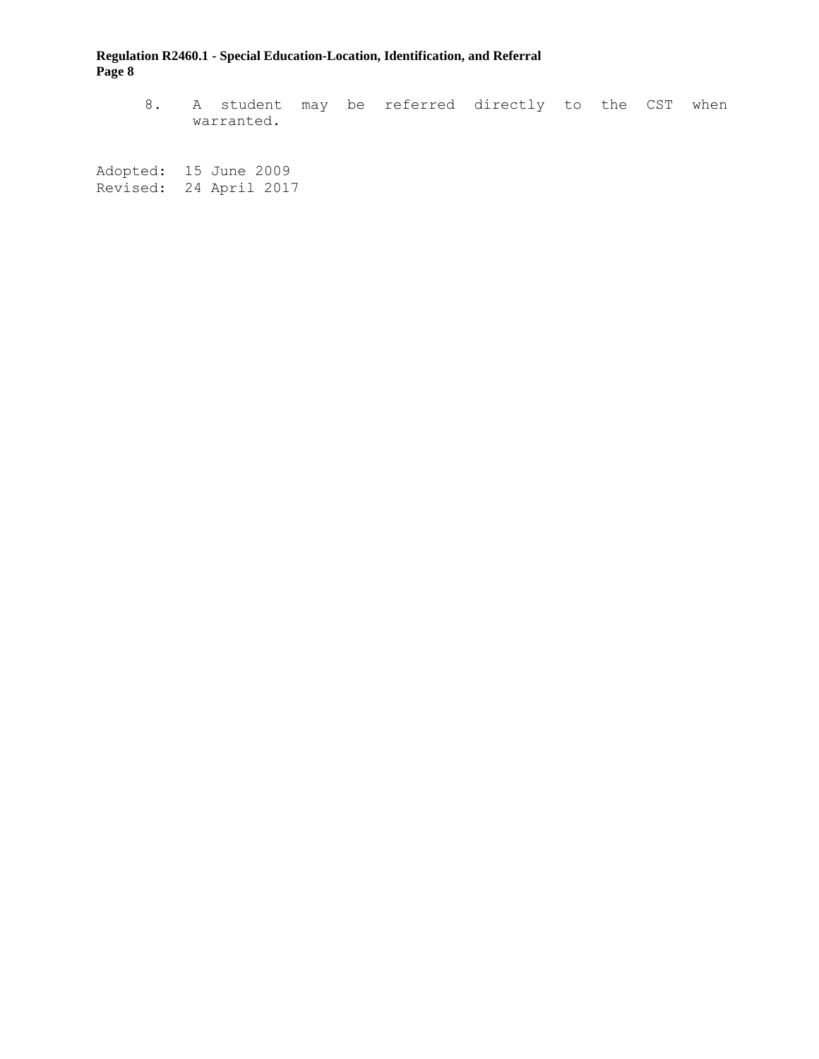8. A student may be referred directly to the CST when warranted.

Adopted: 15 June 2009
Revised: 24 April 2017